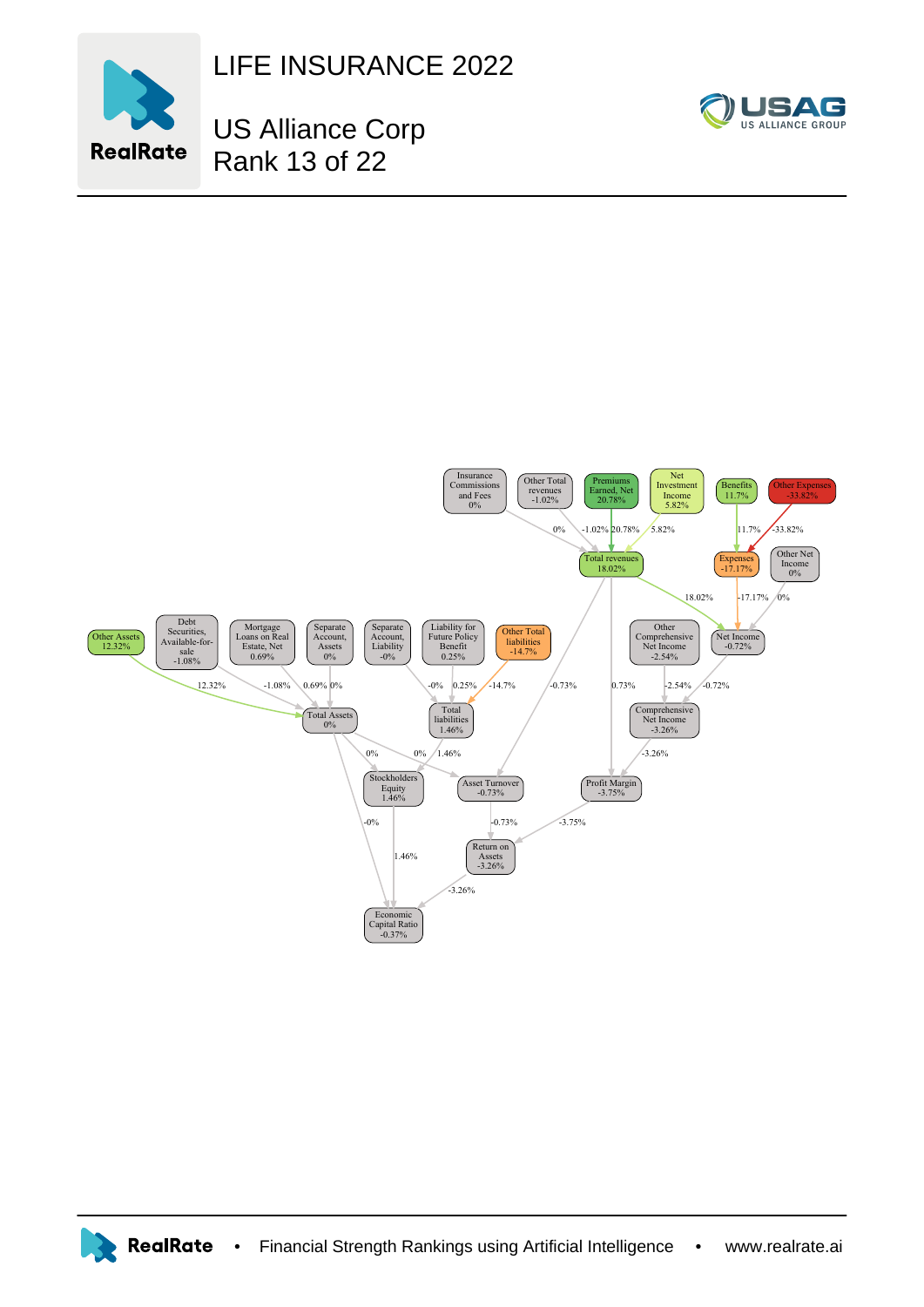# LIFE INSURANCE 2022

## US Alliance Corp
## Rank 13 of 22

Insurance Commissions and Fees 0%

Other Total revenues -1.02%

Premiums Earned, Net 20.78%

Net Investment Income 5.82%

Benefits 11.7%

Other Expenses -33.82%

Total revenues 18.02%

Expenses -17.17%

Other Net Income 0%

Other Assets 12.32%

Debt Securities, Available-for-sale -1.08%

Mortgage Loans on Real Estate, Net 0.69%

Separate Account, Assets 0%

Separate Account, Liability -0%

Liability for Future Policy Benefit 0.25%

Other Total liabilities -14.7%

Other Comprehensive Net Income -2.54%

Net Income -0.72%

Total Assets 0%

Total liabilities 1.46%

Comprehensive Net Income -3.26%

Stockholders Equity 1.46%

Asset Turnover -0.73%

Profit Margin -3.75%

Return on Assets -3.26%

Economic Capital Ratio -0.37%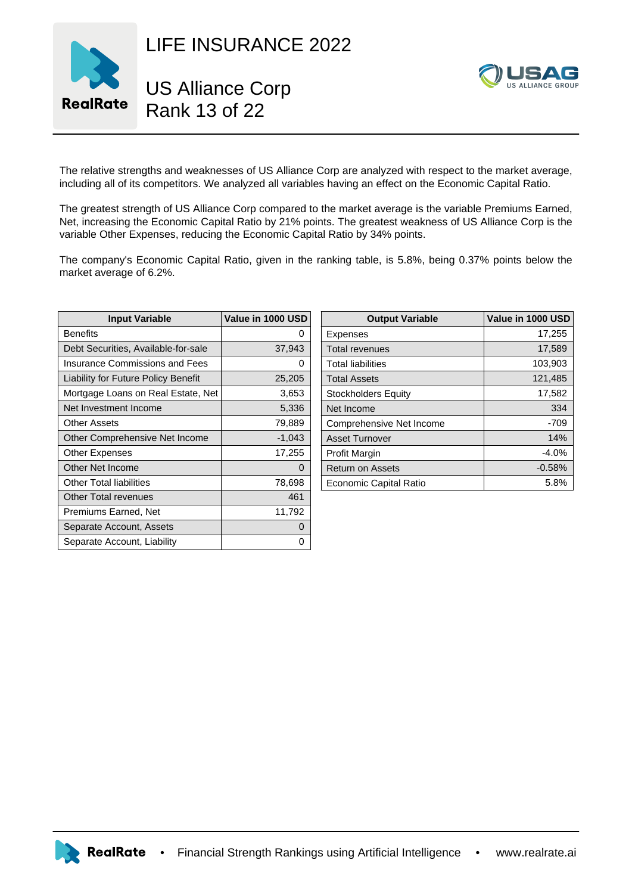# LIFE INSURANCE 2022

## US Alliance Corp
## Rank 13 of 22

The relative strengths and weaknesses of US Alliance Corp are analyzed with respect to the market average, including all of its competitors. We analyzed all variables having an effect on the Economic Capital Ratio.

The greatest strength of US Alliance Corp compared to the market average is the variable Premiums Earned, Net, increasing the Economic Capital Ratio by 21% points. The greatest weakness of US Alliance Corp is the variable Other Expenses, reducing the Economic Capital Ratio by 34% points.

The company's Economic Capital Ratio, given in the ranking table, is 5.8%, being 0.37% points below the market average of 6.2%.

| Input Variable | Value in 1000 USD |
|---|---|
| Benefits | 0 |
| Debt Securities, Available-for-sale | 37,943 |
| Insurance Commissions and Fees | 0 |
| Liability for Future Policy Benefit | 25,205 |
| Mortgage Loans on Real Estate, Net | 3,653 |
| Net Investment Income | 5,336 |
| Other Assets | 79,889 |
| Other Comprehensive Net Income | -1,043 |
| Other Expenses | 17,255 |
| Other Net Income | 0 |
| Other Total liabilities | 78,698 |
| Other Total revenues | 461 |
| Premiums Earned, Net | 11,792 |
| Separate Account, Assets | 0 |
| Separate Account, Liability | 0 |

| Output Variable | Value in 1000 USD |
|---|---|
| Expenses | 17,255 |
| Total revenues | 17,589 |
| Total liabilities | 103,903 |
| Total Assets | 121,485 |
| Stockholders Equity | 17,582 |
| Net Income | 334 |
| Comprehensive Net Income | -709 |
| Asset Turnover | 14% |
| Profit Margin | -4.0% |
| Return on Assets | -0.58% |
| Economic Capital Ratio | 5.8% |